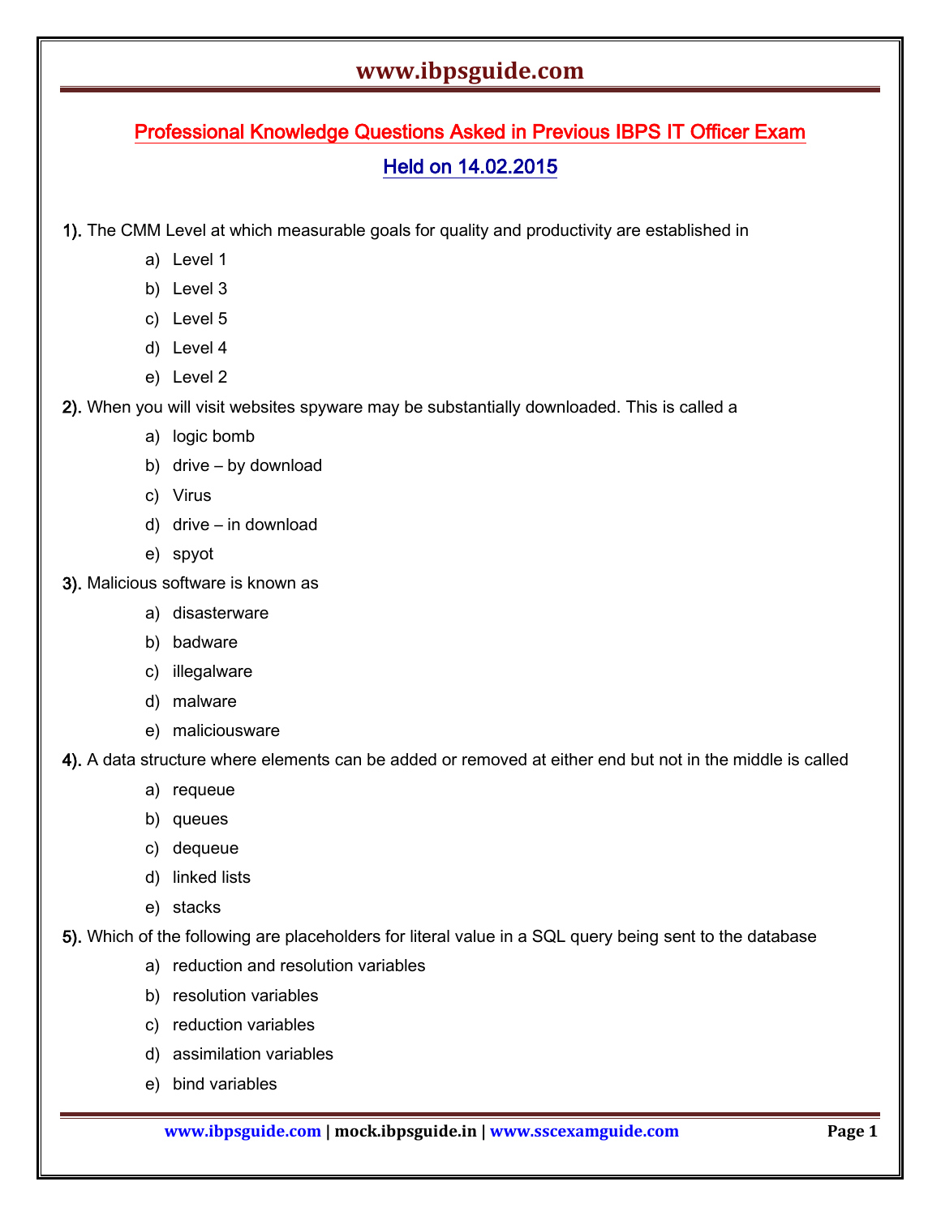## Professional Knowledge Questions Asked in Previous IBPS IT Officer Exam

## Held on 14.02.2015

1). The CMM Level at which measurable goals for quality and productivity are established in

a) Level 1
b) Level 3
c) Level 5
d) Level 4
e) Level 2

2). When you will visit websites spyware may be substantially downloaded. This is called a

a) logic bomb
b) drive – by download
c) Virus
d) drive – in download
e) spyot

3). Malicious software is known as

a) disasterware
b) badware
c) illegalware
d) malware
e) maliciousware

4). A data structure where elements can be added or removed at either end but not in the middle is called

a) requeue
b) queues
c) dequeue
d) linked lists
e) stacks

5). Which of the following are placeholders for literal value in a SQL query being sent to the database

a) reduction and resolution variables
b) resolution variables
c) reduction variables
d) assimilation variables
e) bind variables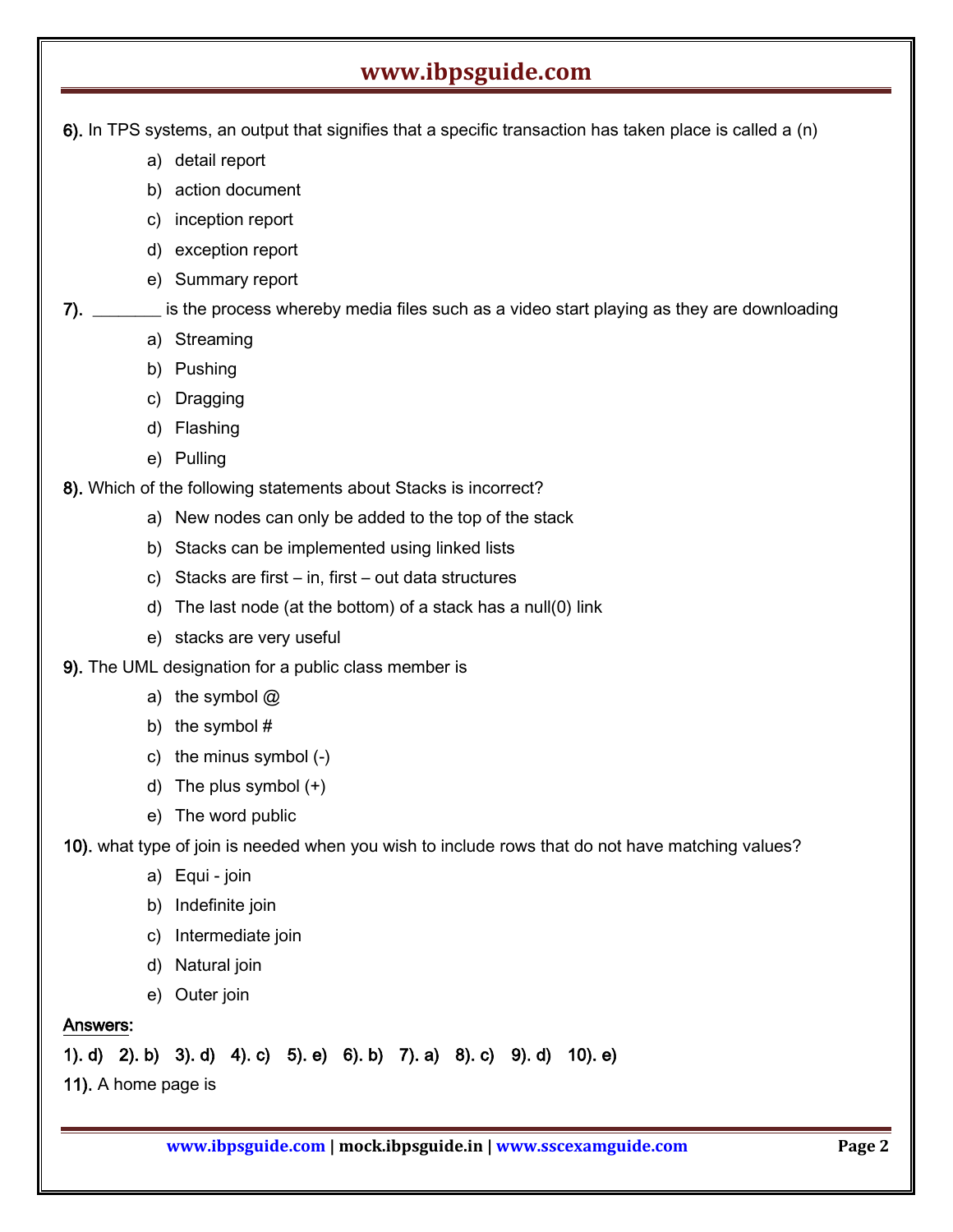**6).** In TPS systems, an output that signifies that a specific transaction has taken place is called a (n)

a) detail report
b) action document
c) inception report
d) exception report
e) Summary report

**7).** _______ is the process whereby media files such as a video start playing as they are downloading

a) Streaming
b) Pushing
c) Dragging
d) Flashing
e) Pulling

**8).** Which of the following statements about Stacks is incorrect?

a) New nodes can only be added to the top of the stack
b) Stacks can be implemented using linked lists
c) Stacks are first – in, first – out data structures
d) The last node (at the bottom) of a stack has a null(0) link
e) stacks are very useful

**9).** The UML designation for a public class member is

a) the symbol @
b) the symbol #
c) the minus symbol (-)
d) The plus symbol (+)
e) The word public

**10).** what type of join is needed when you wish to include rows that do not have matching values?

a) Equi - join
b) Indefinite join
c) Intermediate join
d) Natural join
e) Outer join

**Answers:**

**1). d) 2). b) 3). d) 4). c) 5). e) 6). b) 7). a) 8). c) 9). d) 10). e)**

**11).** A home page is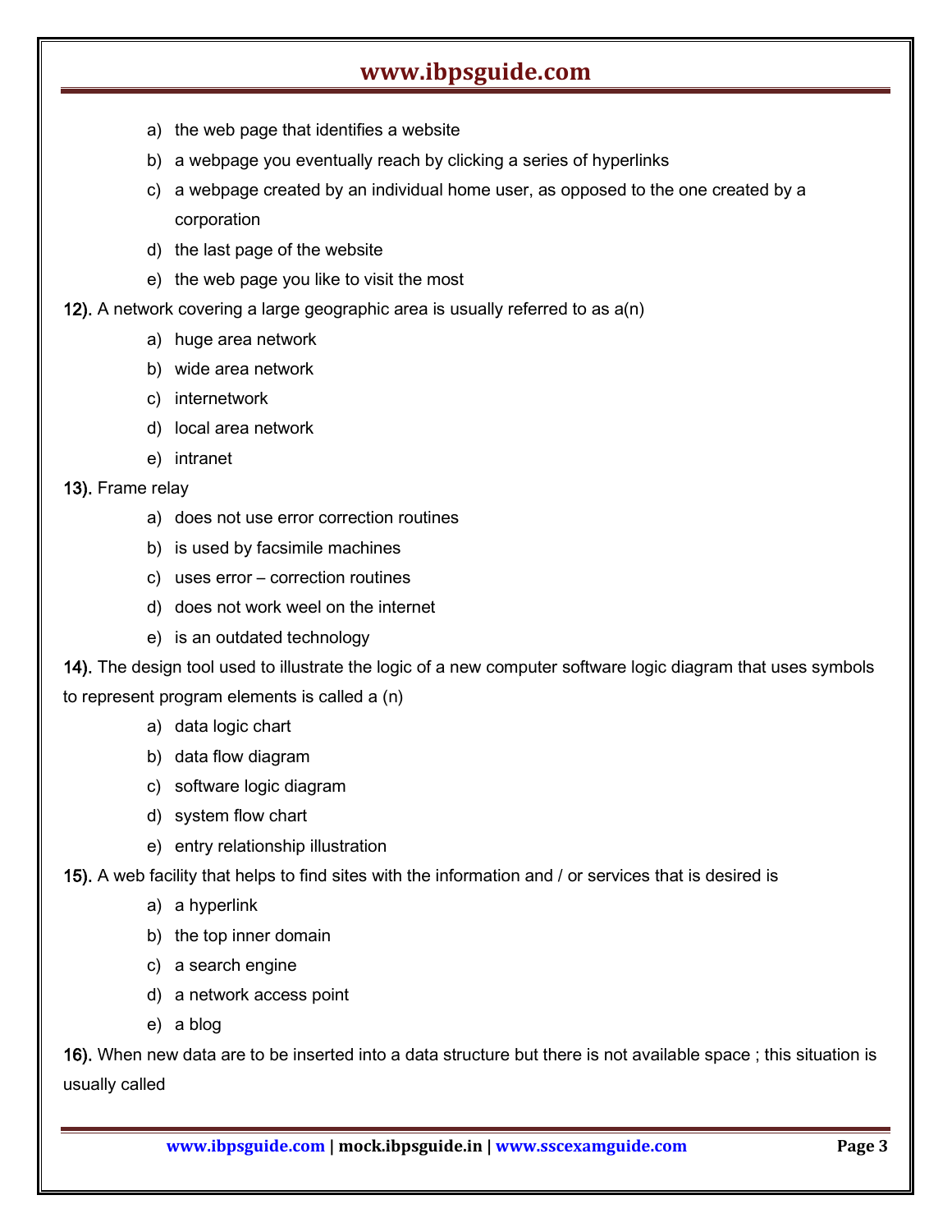a) the web page that identifies a website
b) a webpage you eventually reach by clicking a series of hyperlinks
c) a webpage created by an individual home user, as opposed to the one created by a corporation
d) the last page of the website
e) the web page you like to visit the most

**12).** A network covering a large geographic area is usually referred to as a(n)

a) huge area network
b) wide area network
c) internetwork
d) local area network
e) intranet

**13).** Frame relay

a) does not use error correction routines
b) is used by facsimile machines
c) uses error – correction routines
d) does not work weel on the internet
e) is an outdated technology

**14).** The design tool used to illustrate the logic of a new computer software logic diagram that uses symbols to represent program elements is called a (n)

a) data logic chart
b) data flow diagram
c) software logic diagram
d) system flow chart
e) entry relationship illustration

**15).** A web facility that helps to find sites with the information and / or services that is desired is

a) a hyperlink
b) the top inner domain
c) a search engine
d) a network access point
e) a blog

**16).** When new data are to be inserted into a data structure but there is not available space ; this situation is usually called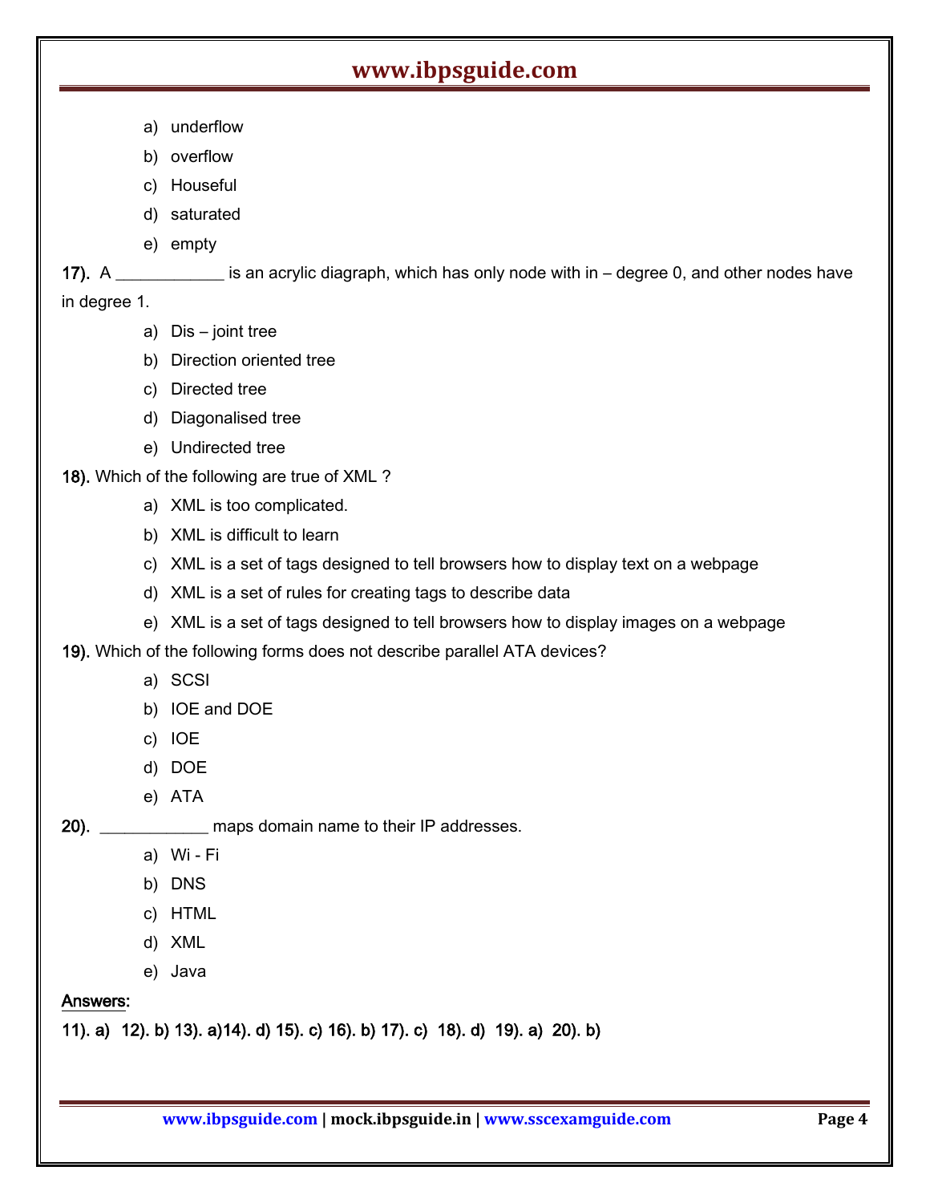a) underflow
b) overflow
c) Houseful
d) saturated
e) empty

**17).** A ____________ is an acrylic diagraph, which has only node with in – degree 0, and other nodes have in degree 1.

a) Dis – joint tree
b) Direction oriented tree
c) Directed tree
d) Diagonalised tree
e) Undirected tree

**18).** Which of the following are true of XML ?

a) XML is too complicated.
b) XML is difficult to learn
c) XML is a set of tags designed to tell browsers how to display text on a webpage
d) XML is a set of rules for creating tags to describe data
e) XML is a set of tags designed to tell browsers how to display images on a webpage

**19).** Which of the following forms does not describe parallel ATA devices?

a) SCSI
b) IOE and DOE
c) IOE
d) DOE
e) ATA

**20).** ____________ maps domain name to their IP addresses.

a) Wi - Fi
b) DNS
c) HTML
d) XML
e) Java

**Answers:**

**11). a) 12). b) 13). a)14). d) 15). c) 16). b) 17). c) 18). d) 19). a) 20). b)**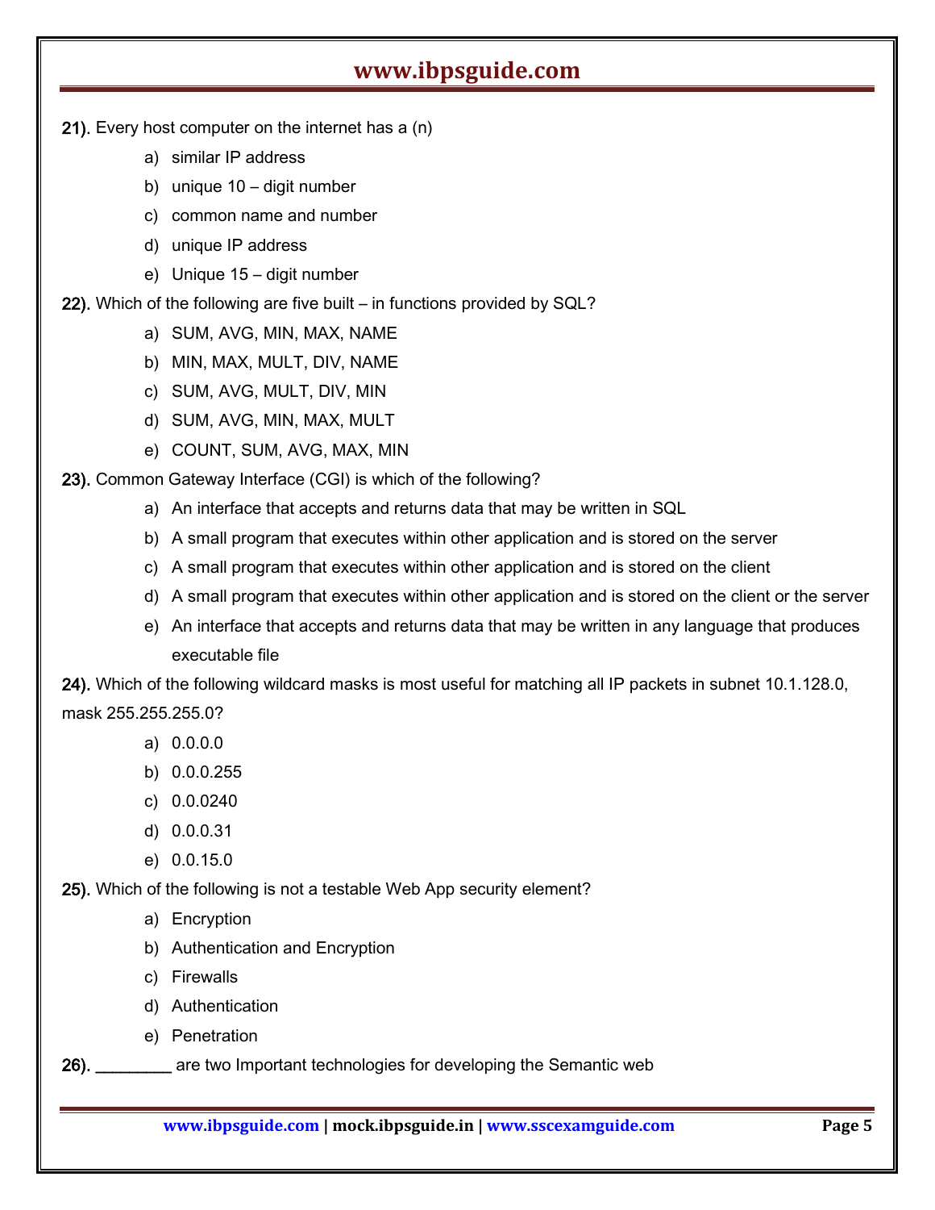21). Every host computer on the internet has a (n)

a) similar IP address
b) unique 10 – digit number
c) common name and number
d) unique IP address
e) Unique 15 – digit number

22). Which of the following are five built – in functions provided by SQL?

a) SUM, AVG, MIN, MAX, NAME
b) MIN, MAX, MULT, DIV, NAME
c) SUM, AVG, MULT, DIV, MIN
d) SUM, AVG, MIN, MAX, MULT
e) COUNT, SUM, AVG, MAX, MIN

23). Common Gateway Interface (CGI) is which of the following?

a) An interface that accepts and returns data that may be written in SQL
b) A small program that executes within other application and is stored on the server
c) A small program that executes within other application and is stored on the client
d) A small program that executes within other application and is stored on the client or the server
e) An interface that accepts and returns data that may be written in any language that produces executable file

24). Which of the following wildcard masks is most useful for matching all IP packets in subnet 10.1.128.0, mask 255.255.255.0?

a) 0.0.0.0
b) 0.0.0.255
c) 0.0.0240
d) 0.0.0.31
e) 0.0.15.0

25). Which of the following is not a testable Web App security element?

a) Encryption
b) Authentication and Encryption
c) Firewalls
d) Authentication
e) Penetration

26). ________ are two Important technologies for developing the Semantic web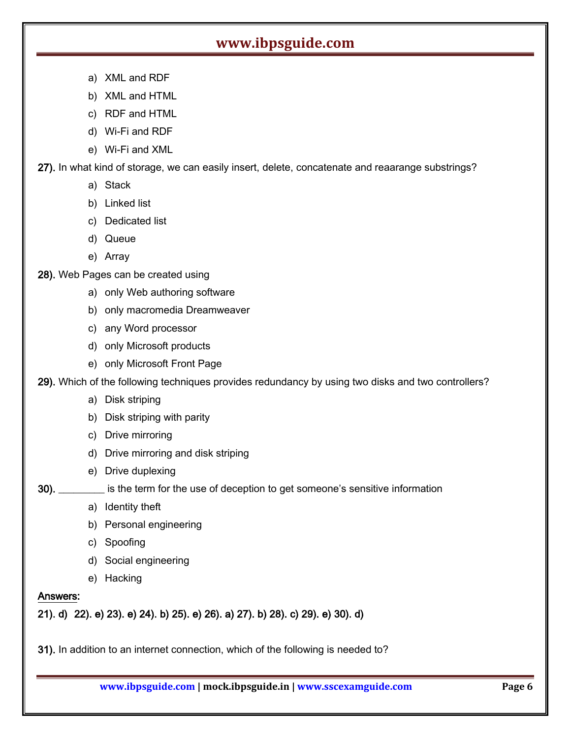a) XML and RDF
b) XML and HTML
c) RDF and HTML
d) Wi-Fi and RDF
e) Wi-Fi and XML

**27).** In what kind of storage, we can easily insert, delete, concatenate and reaarange substrings?

a) Stack
b) Linked list
c) Dedicated list
d) Queue
e) Array

**28).** Web Pages can be created using

a) only Web authoring software
b) only macromedia Dreamweaver
c) any Word processor
d) only Microsoft products
e) only Microsoft Front Page

**29).** Which of the following techniques provides redundancy by using two disks and two controllers?

a) Disk striping
b) Disk striping with parity
c) Drive mirroring
d) Drive mirroring and disk striping
e) Drive duplexing

**30).** ________ is the term for the use of deception to get someone's sensitive information

a) Identity theft
b) Personal engineering
c) Spoofing
d) Social engineering
e) Hacking

**Answers:**

**21). d) 22). e) 23). e) 24). b) 25). e) 26). a) 27). b) 28). c) 29). e) 30). d)**

**31).** In addition to an internet connection, which of the following is needed to?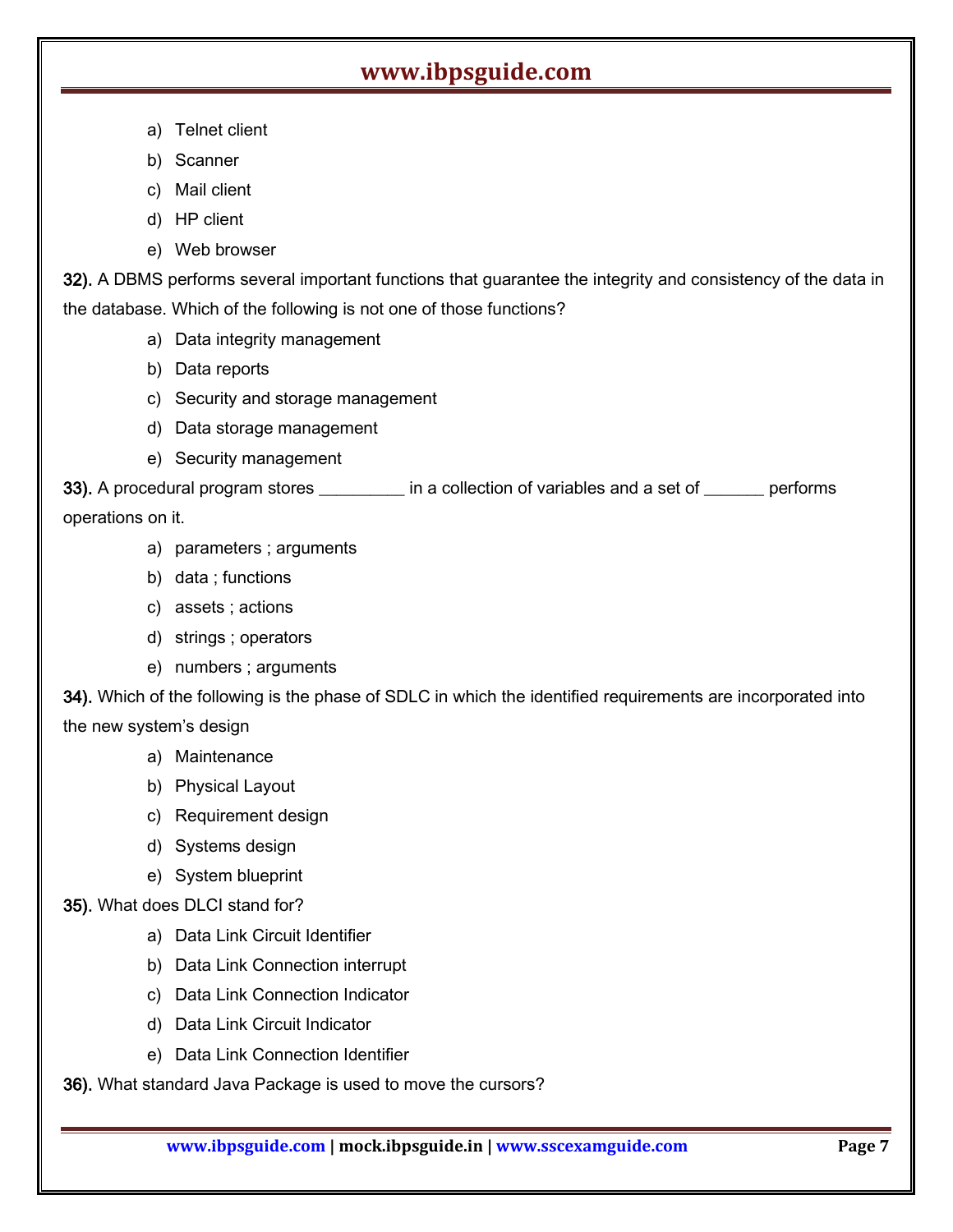a) Telnet client
b) Scanner
c) Mail client
d) HP client
e) Web browser

**32).** A DBMS performs several important functions that guarantee the integrity and consistency of the data in the database. Which of the following is not one of those functions?

a) Data integrity management
b) Data reports
c) Security and storage management
d) Data storage management
e) Security management

**33).** A procedural program stores _________ in a collection of variables and a set of ______ performs operations on it.

a) parameters ; arguments
b) data ; functions
c) assets ; actions
d) strings ; operators
e) numbers ; arguments

**34).** Which of the following is the phase of SDLC in which the identified requirements are incorporated into the new system's design

a) Maintenance
b) Physical Layout
c) Requirement design
d) Systems design
e) System blueprint

**35).** What does DLCI stand for?

a) Data Link Circuit Identifier
b) Data Link Connection interrupt
c) Data Link Connection Indicator
d) Data Link Circuit Indicator
e) Data Link Connection Identifier

**36).** What standard Java Package is used to move the cursors?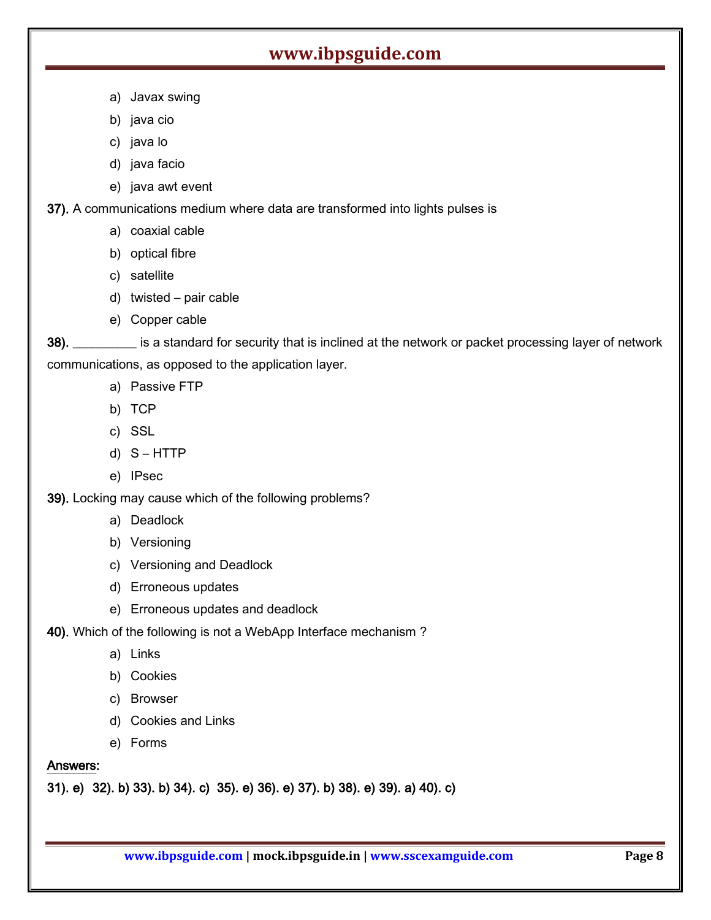a) Javax swing
b) java cio
c) java lo
d) java facio
e) java awt event

**37).** A communications medium where data are transformed into lights pulses is

a) coaxial cable
b) optical fibre
c) satellite
d) twisted – pair cable
e) Copper cable

**38).** _________ is a standard for security that is inclined at the network or packet processing layer of network communications, as opposed to the application layer.

a) Passive FTP
b) TCP
c) SSL
d) S – HTTP
e) IPsec

**39).** Locking may cause which of the following problems?

a) Deadlock
b) Versioning
c) Versioning and Deadlock
d) Erroneous updates
e) Erroneous updates and deadlock

**40).** Which of the following is not a WebApp Interface mechanism ?

a) Links
b) Cookies
c) Browser
d) Cookies and Links
e) Forms

**Answers:**

**31). e) 32). b) 33). b) 34). c) 35). e) 36). e) 37). b) 38). e) 39). a) 40). c)**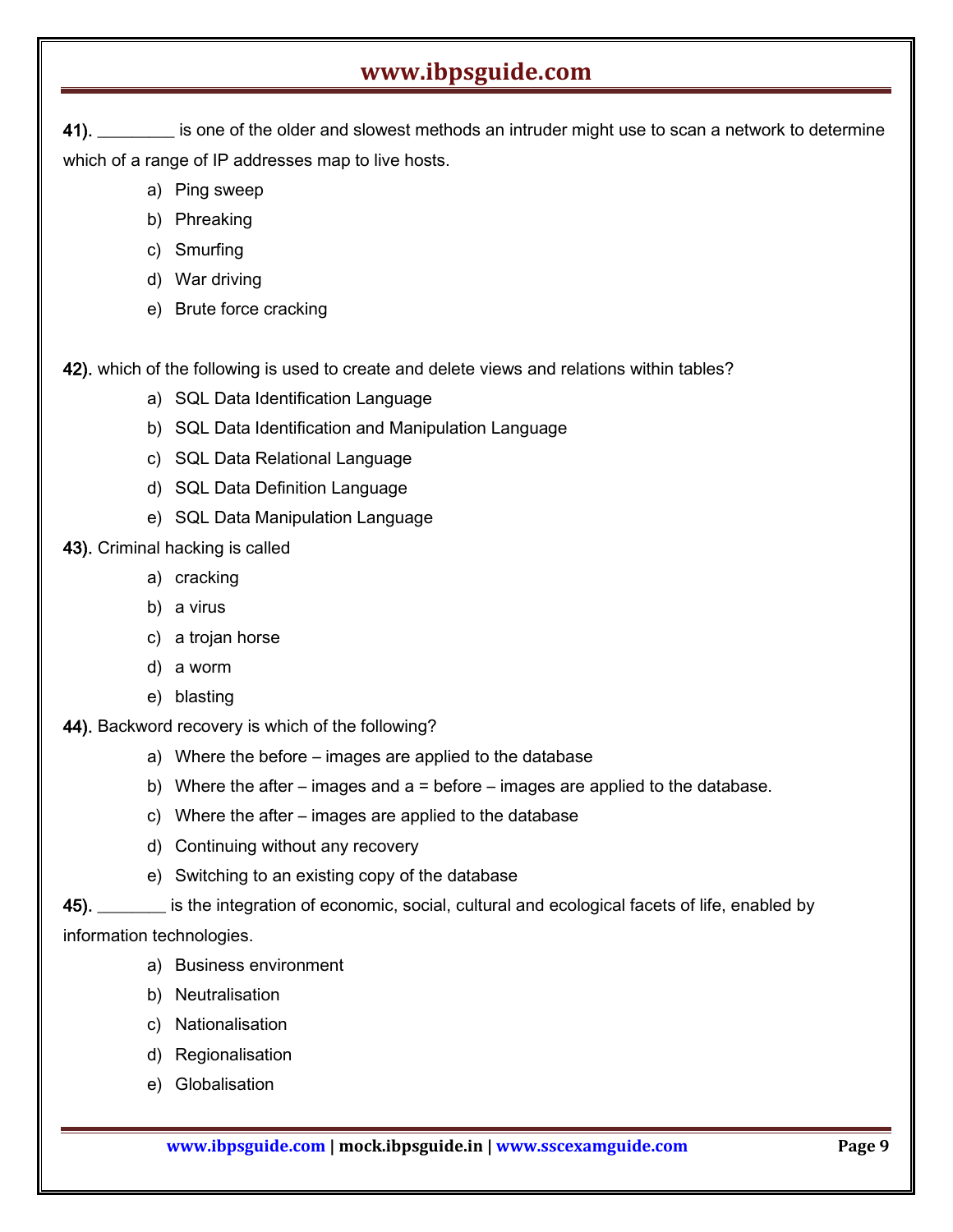41). ________ is one of the older and slowest methods an intruder might use to scan a network to determine which of a range of IP addresses map to live hosts.

a) Ping sweep
b) Phreaking
c) Smurfing
d) War driving
e) Brute force cracking

42). which of the following is used to create and delete views and relations within tables?

a) SQL Data Identification Language
b) SQL Data Identification and Manipulation Language
c) SQL Data Relational Language
d) SQL Data Definition Language
e) SQL Data Manipulation Language

43). Criminal hacking is called

a) cracking
b) a virus
c) a trojan horse
d) a worm
e) blasting

44). Backword recovery is which of the following?

a) Where the before – images are applied to the database
b) Where the after – images and a = before – images are applied to the database.
c) Where the after – images are applied to the database
d) Continuing without any recovery
e) Switching to an existing copy of the database

45). _______ is the integration of economic, social, cultural and ecological facets of life, enabled by information technologies.

a) Business environment
b) Neutralisation
c) Nationalisation
d) Regionalisation
e) Globalisation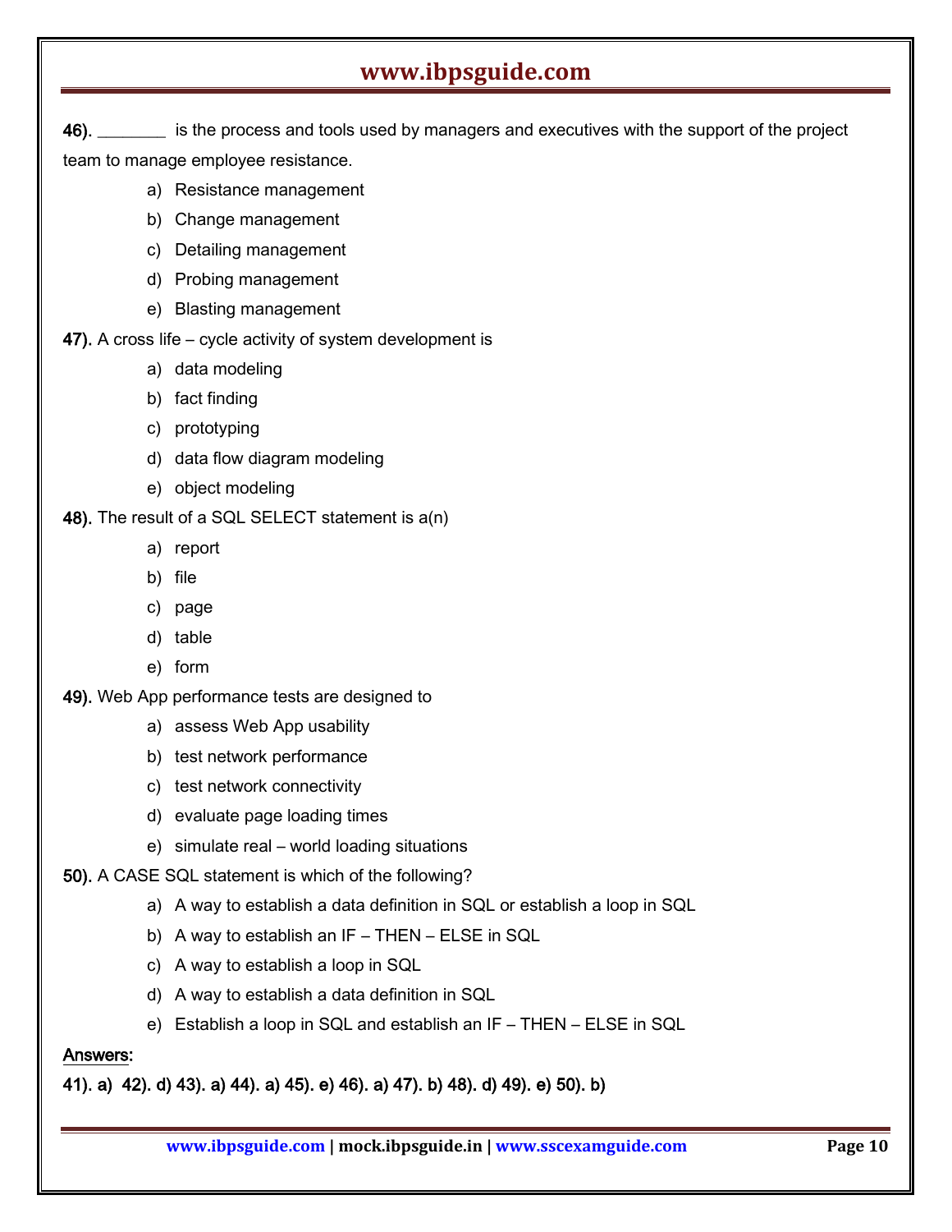**46).** _______ is the process and tools used by managers and executives with the support of the project team to manage employee resistance.

a) Resistance management
b) Change management
c) Detailing management
d) Probing management
e) Blasting management

**47).** A cross life – cycle activity of system development is

a) data modeling
b) fact finding
c) prototyping
d) data flow diagram modeling
e) object modeling

**48).** The result of a SQL SELECT statement is a(n)

a) report
b) file
c) page
d) table
e) form

**49).** Web App performance tests are designed to

a) assess Web App usability
b) test network performance
c) test network connectivity
d) evaluate page loading times
e) simulate real – world loading situations

**50).** A CASE SQL statement is which of the following?

a) A way to establish a data definition in SQL or establish a loop in SQL
b) A way to establish an IF – THEN – ELSE in SQL
c) A way to establish a loop in SQL
d) A way to establish a data definition in SQL
e) Establish a loop in SQL and establish an IF – THEN – ELSE in SQL

**Answers:**

**41). a) 42). d) 43). a) 44). a) 45). e) 46). a) 47). b) 48). d) 49). e) 50). b)**